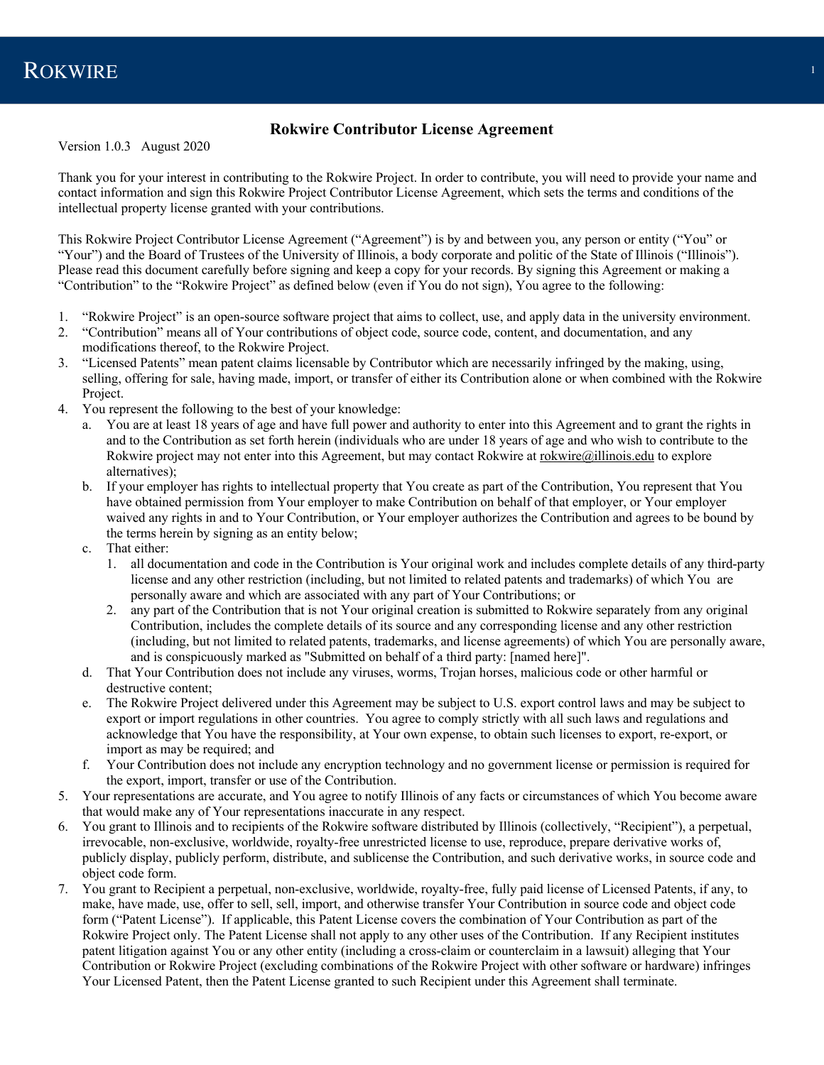# Rokwire Contributor License Agreement

Version 1.0.3 August 2020

Thank you for your interest in contributing to the Rokwire Project. In order to contribute, you will need to provide your name and contact information and sign this Rokwire Project Contributor License Agreement, which sets the terms and conditions of the intellectual property license granted with your contributions.

This Rokwire Project Contributor License Agreement ("Agreement") is by and between you, any person or entity ("You" or "Your") and the Board of Trustees of the University of Illinois, a body corporate and politic of the State of Illinois ("Illinois"). Please read this document carefully before signing and keep a copy for your records. By signing this Agreement or making a "Contribution" to the "Rokwire Project" as defined below (even if You do not sign), You agree to the following:

1. "Rokwire Project" is an open-source software project that aims to collect, use, and apply data in the university environment.
2. "Contribution" means all of Your contributions of object code, source code, content, and documentation, and any modifications thereof, to the Rokwire Project.
3. "Licensed Patents" mean patent claims licensable by Contributor which are necessarily infringed by the making, using, selling, offering for sale, having made, import, or transfer of either its Contribution alone or when combined with the Rokwire Project.
4. You represent the following to the best of your knowledge:
   a. You are at least 18 years of age and have full power and authority to enter into this Agreement and to grant the rights in and to the Contribution as set forth herein (individuals who are under 18 years of age and who wish to contribute to the Rokwire project may not enter into this Agreement, but may contact Rokwire at rokwire@illinois.edu to explore alternatives);
   b. If your employer has rights to intellectual property that You create as part of the Contribution, You represent that You have obtained permission from Your employer to make Contribution on behalf of that employer, or Your employer waived any rights in and to Your Contribution, or Your employer authorizes the Contribution and agrees to be bound by the terms herein by signing as an entity below;
   c. That either:
      1. all documentation and code in the Contribution is Your original work and includes complete details of any third-party license and any other restriction (including, but not limited to related patents and trademarks) of which You are personally aware and which are associated with any part of Your Contributions; or
      2. any part of the Contribution that is not Your original creation is submitted to Rokwire separately from any original Contribution, includes the complete details of its source and any corresponding license and any other restriction (including, but not limited to related patents, trademarks, and license agreements) of which You are personally aware, and is conspicuously marked as "Submitted on behalf of a third party: [named here]".
   d. That Your Contribution does not include any viruses, worms, Trojan horses, malicious code or other harmful or destructive content;
   e. The Rokwire Project delivered under this Agreement may be subject to U.S. export control laws and may be subject to export or import regulations in other countries. You agree to comply strictly with all such laws and regulations and acknowledge that You have the responsibility, at Your own expense, to obtain such licenses to export, re-export, or import as may be required; and
   f. Your Contribution does not include any encryption technology and no government license or permission is required for the export, import, transfer or use of the Contribution.
5. Your representations are accurate, and You agree to notify Illinois of any facts or circumstances of which You become aware that would make any of Your representations inaccurate in any respect.
6. You grant to Illinois and to recipients of the Rokwire software distributed by Illinois (collectively, "Recipient"), a perpetual, irrevocable, non-exclusive, worldwide, royalty-free unrestricted license to use, reproduce, prepare derivative works of, publicly display, publicly perform, distribute, and sublicense the Contribution, and such derivative works, in source code and object code form.
7. You grant to Recipient a perpetual, non-exclusive, worldwide, royalty-free, fully paid license of Licensed Patents, if any, to make, have made, use, offer to sell, sell, import, and otherwise transfer Your Contribution in source code and object code form ("Patent License"). If applicable, this Patent License covers the combination of Your Contribution as part of the Rokwire Project only. The Patent License shall not apply to any other uses of the Contribution. If any Recipient institutes patent litigation against You or any other entity (including a cross-claim or counterclaim in a lawsuit) alleging that Your Contribution or Rokwire Project (excluding combinations of the Rokwire Project with other software or hardware) infringes Your Licensed Patent, then the Patent License granted to such Recipient under this Agreement shall terminate.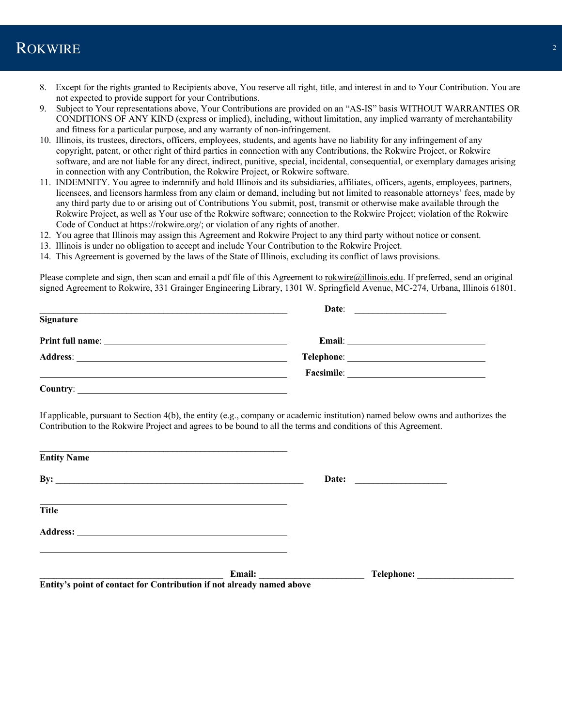8. Except for the rights granted to Recipients above, You reserve all right, title, and interest in and to Your Contribution. You are not expected to provide support for your Contributions.
9. Subject to Your representations above, Your Contributions are provided on an "AS-IS" basis WITHOUT WARRANTIES OR CONDITIONS OF ANY KIND (express or implied), including, without limitation, any implied warranty of merchantability and fitness for a particular purpose, and any warranty of non-infringement.
10. Illinois, its trustees, directors, officers, employees, students, and agents have no liability for any infringement of any copyright, patent, or other right of third parties in connection with any Contributions, the Rokwire Project, or Rokwire software, and are not liable for any direct, indirect, punitive, special, incidental, consequential, or exemplary damages arising in connection with any Contribution, the Rokwire Project, or Rokwire software.
11. INDEMNITY. You agree to indemnify and hold Illinois and its subsidiaries, affiliates, officers, agents, employees, partners, licensees, and licensors harmless from any claim or demand, including but not limited to reasonable attorneys' fees, made by any third party due to or arising out of Contributions You submit, post, transmit or otherwise make available through the Rokwire Project, as well as Your use of the Rokwire software; connection to the Rokwire Project; violation of the Rokwire Code of Conduct at https://rokwire.org/; or violation of any rights of another.
12. You agree that Illinois may assign this Agreement and Rokwire Project to any third party without notice or consent.
13. Illinois is under no obligation to accept and include Your Contribution to the Rokwire Project.
14. This Agreement is governed by the laws of the State of Illinois, excluding its conflict of laws provisions.

Please complete and sign, then scan and email a pdf file of this Agreement to rokwire@illinois.edu. If preferred, send an original signed Agreement to Rokwire, 331 Grainger Engineering Library, 1301 W. Springfield Avenue, MC-274, Urbana, Illinois 61801.

\_\_\_\_\_\_\_\_\_\_\_\_\_\_\_\_\_\_\_\_\_\_\_\_\_\_\_\_\_\_\_\_\_\_\_\_ **Date**: \_\_\_\_\_\_\_\_\_\_\_\_\_\_\_\_\_\_\_\_

**Signature**

**Print full name**: \_\_\_\_\_\_\_\_\_\_\_\_\_\_\_\_\_\_\_\_\_\_\_\_\_\_\_\_\_\_ **Email**: \_\_\_\_\_\_\_\_\_\_\_\_\_\_\_\_\_\_\_\_\_\_\_\_\_\_

**Address**: \_\_\_\_\_\_\_\_\_\_\_\_\_\_\_\_\_\_\_\_\_\_\_\_\_\_\_\_\_\_\_\_\_\_ **Telephone**: \_\_\_\_\_\_\_\_\_\_\_\_\_\_\_\_\_\_\_\_\_\_\_\_\_\_

\_\_\_\_\_\_\_\_\_\_\_\_\_\_\_\_\_\_\_\_\_\_\_\_\_\_\_\_\_\_\_\_\_\_\_\_ **Facsimile**: \_\_\_\_\_\_\_\_\_\_\_\_\_\_\_\_\_\_\_\_\_\_\_\_\_\_

**Country**: \_\_\_\_\_\_\_\_\_\_\_\_\_\_\_\_\_\_\_\_\_\_\_\_\_\_\_\_\_\_\_\_\_\_

If applicable, pursuant to Section 4(b), the entity (e.g., company or academic institution) named below owns and authorizes the Contribution to the Rokwire Project and agrees to be bound to all the terms and conditions of this Agreement.

\_\_\_\_\_\_\_\_\_\_\_\_\_\_\_\_\_\_\_\_\_\_\_\_\_\_\_\_\_\_\_\_\_\_\_\_

**Entity Name**

**By:** \_\_\_\_\_\_\_\_\_\_\_\_\_\_\_\_\_\_\_\_\_\_\_\_\_\_\_\_\_\_\_\_\_\_\_\_ **Date:** \_\_\_\_\_\_\_\_\_\_\_\_\_\_\_\_\_\_\_\_

\_\_\_\_\_\_\_\_\_\_\_\_\_\_\_\_\_\_\_\_\_\_\_\_\_\_\_\_\_\_\_\_\_\_\_\_

**Title**

**Address:** \_\_\_\_\_\_\_\_\_\_\_\_\_\_\_\_\_\_\_\_\_\_\_\_\_\_\_\_\_\_\_\_\_\_

\_\_\_\_\_\_\_\_\_\_\_\_\_\_\_\_\_\_\_\_\_\_\_\_\_\_\_\_\_\_\_\_\_\_\_\_

\_\_\_\_\_\_\_\_\_\_\_\_\_\_\_\_\_\_\_\_\_\_\_\_\_\_\_\_\_\_ **Email:** \_\_\_\_\_\_\_\_\_\_\_\_\_\_\_\_\_\_\_\_ **Telephone:** \_\_\_\_\_\_\_\_\_\_\_\_\_\_\_\_\_\_\_\_

**Entity's point of contact for Contribution if not already named above**